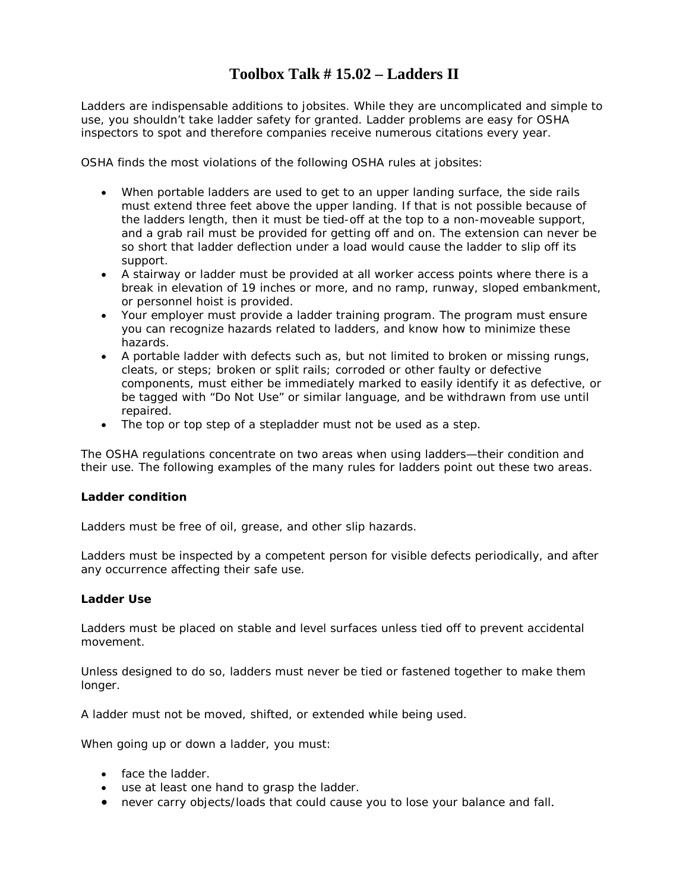# Toolbox Talk # 15.02 – Ladders II

Ladders are indispensable additions to jobsites. While they are uncomplicated and simple to use, you shouldn't take ladder safety for granted. Ladder problems are easy for OSHA inspectors to spot and therefore companies receive numerous citations every year.

OSHA finds the most violations of the following OSHA rules at jobsites:

- When portable ladders are used to get to an upper landing surface, the side rails must extend three feet above the upper landing. If that is not possible because of the ladders length, then it must be tied-off at the top to a non-moveable support, and a grab rail must be provided for getting off and on. The extension can never be so short that ladder deflection under a load would cause the ladder to slip off its support.
- A stairway or ladder must be provided at all worker access points where there is a break in elevation of 19 inches or more, and no ramp, runway, sloped embankment, or personnel hoist is provided.
- Your employer must provide a ladder training program. The program must ensure you can recognize hazards related to ladders, and know how to minimize these hazards.
- A portable ladder with defects such as, but not limited to broken or missing rungs, cleats, or steps; broken or split rails; corroded or other faulty or defective components, must either be immediately marked to easily identify it as defective, or be tagged with "Do Not Use" or similar language, and be withdrawn from use until repaired.
- The top or top step of a stepladder must not be used as a step.

The OSHA regulations concentrate on two areas when using ladders—their condition and their use. The following examples of the many rules for ladders point out these two areas.

**Ladder condition**

Ladders must be free of oil, grease, and other slip hazards.

Ladders must be inspected by a competent person for visible defects periodically, and after any occurrence affecting their safe use.

**Ladder Use**

Ladders must be placed on stable and level surfaces unless tied off to prevent accidental movement.

Unless designed to do so, ladders must never be tied or fastened together to make them longer.

A ladder must not be moved, shifted, or extended while being used.

When going up or down a ladder, you must:

- face the ladder.
- use at least one hand to grasp the ladder.
- never carry objects/loads that could cause you to lose your balance and fall.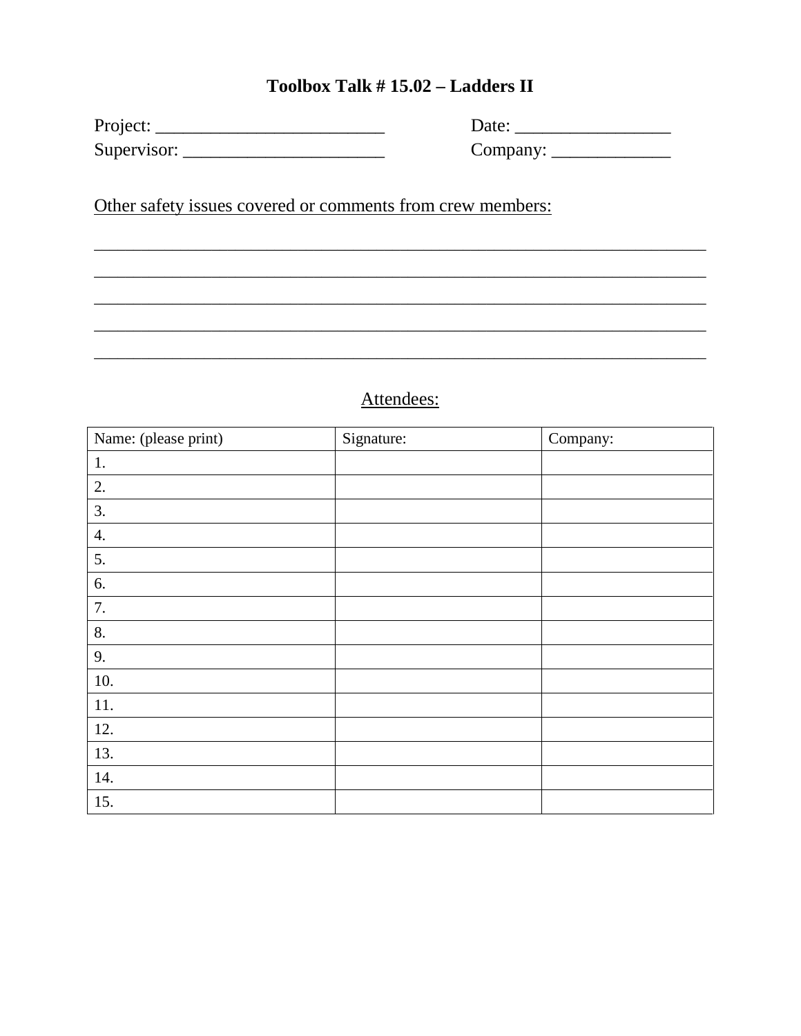# Toolbox Talk # 15.02 – Ladders II

Project: _________________________ Date: _________________

Supervisor: ______________________ Company: _____________

Other safety issues covered or comments from crew members:

_______________________________________________________________________

_______________________________________________________________________

_______________________________________________________________________

_______________________________________________________________________

_______________________________________________________________________

## Attendees:

| Name: (please print) | Signature: | Company: |
|---|---|---|
| 1. | | |
| 2. | | |
| 3. | | |
| 4. | | |
| 5. | | |
| 6. | | |
| 7. | | |
| 8. | | |
| 9. | | |
| 10. | | |
| 11. | | |
| 12. | | |
| 13. | | |
| 14. | | |
| 15. | | |